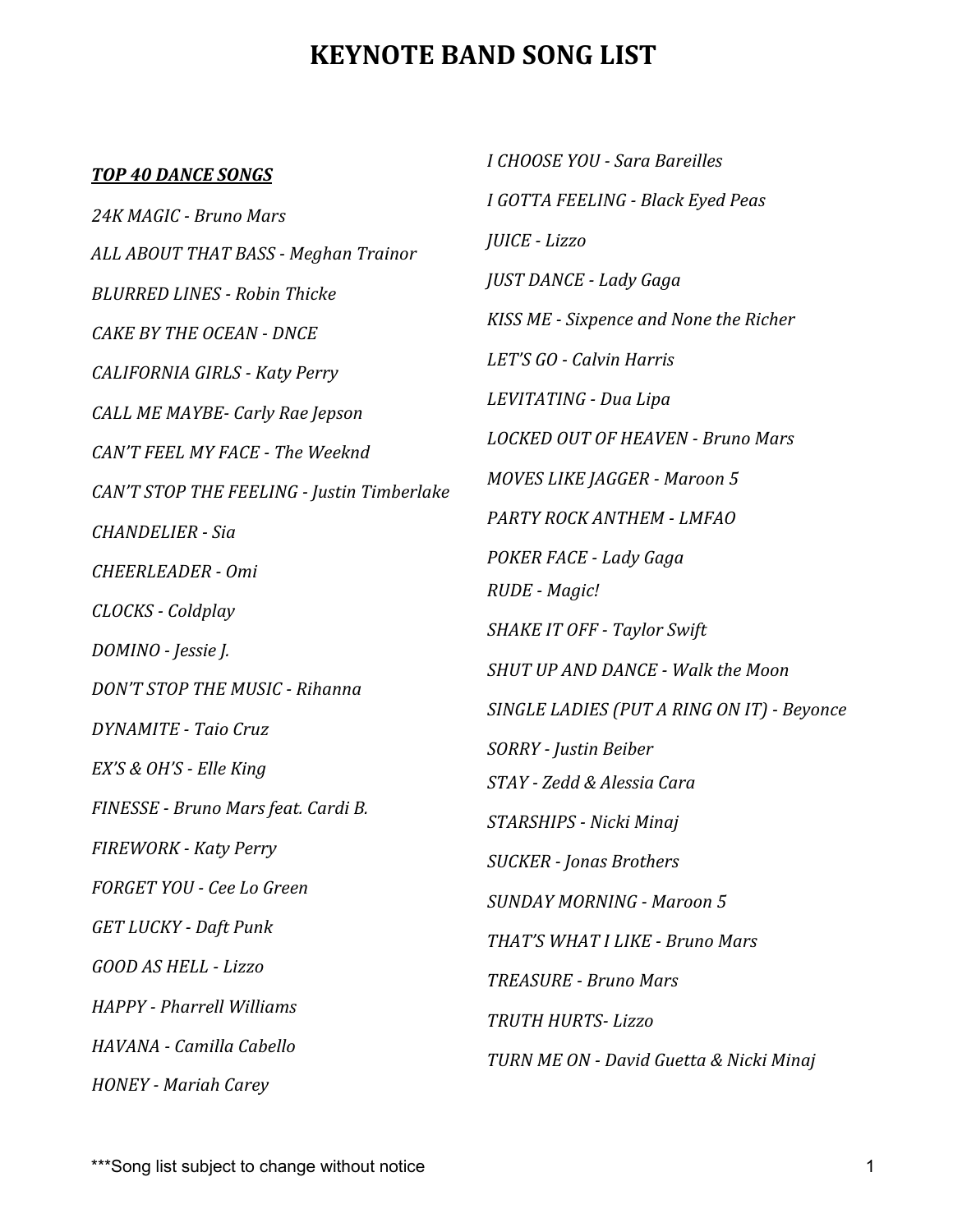# KEYNOTE BAND SONG LIST

***TOP 40 DANCE SONGS***

*24K MAGIC - Bruno Mars*

*ALL ABOUT THAT BASS - Meghan Trainor*

*BLURRED LINES - Robin Thicke*

*CAKE BY THE OCEAN - DNCE*

*CALIFORNIA GIRLS - Katy Perry*

*CALL ME MAYBE- Carly Rae Jepson*

*CAN'T FEEL MY FACE - The Weeknd*

*CAN'T STOP THE FEELING - Justin Timberlake*

*CHANDELIER - Sia*

*CHEERLEADER - Omi*

*CLOCKS - Coldplay*

*DOMINO - Jessie J.*

*DON'T STOP THE MUSIC - Rihanna*

*DYNAMITE - Taio Cruz*

*EX'S & OH'S - Elle King*

*FINESSE - Bruno Mars feat. Cardi B.*

*FIREWORK - Katy Perry*

*FORGET YOU - Cee Lo Green*

*GET LUCKY - Daft Punk*

*GOOD AS HELL - Lizzo*

*HAPPY - Pharrell Williams*

*HAVANA - Camilla Cabello*

*HONEY - Mariah Carey*

*I CHOOSE YOU - Sara Bareilles*

*I GOTTA FEELING - Black Eyed Peas*

*JUICE - Lizzo*

*JUST DANCE - Lady Gaga*

*KISS ME - Sixpence and None the Richer*

*LET'S GO - Calvin Harris*

*LEVITATING - Dua Lipa*

*LOCKED OUT OF HEAVEN - Bruno Mars*

*MOVES LIKE JAGGER - Maroon 5*

*PARTY ROCK ANTHEM - LMFAO*

*POKER FACE - Lady Gaga*

*RUDE - Magic!*

*SHAKE IT OFF - Taylor Swift*

*SHUT UP AND DANCE - Walk the Moon*

*SINGLE LADIES (PUT A RING ON IT) - Beyonce*

*SORRY - Justin Beiber*

*STAY - Zedd & Alessia Cara*

*STARSHIPS - Nicki Minaj*

*SUCKER - Jonas Brothers*

*SUNDAY MORNING - Maroon 5*

*THAT'S WHAT I LIKE - Bruno Mars*

*TREASURE - Bruno Mars*

*TRUTH HURTS- Lizzo*

*TURN ME ON - David Guetta & Nicki Minaj*

***Song list subject to change without notice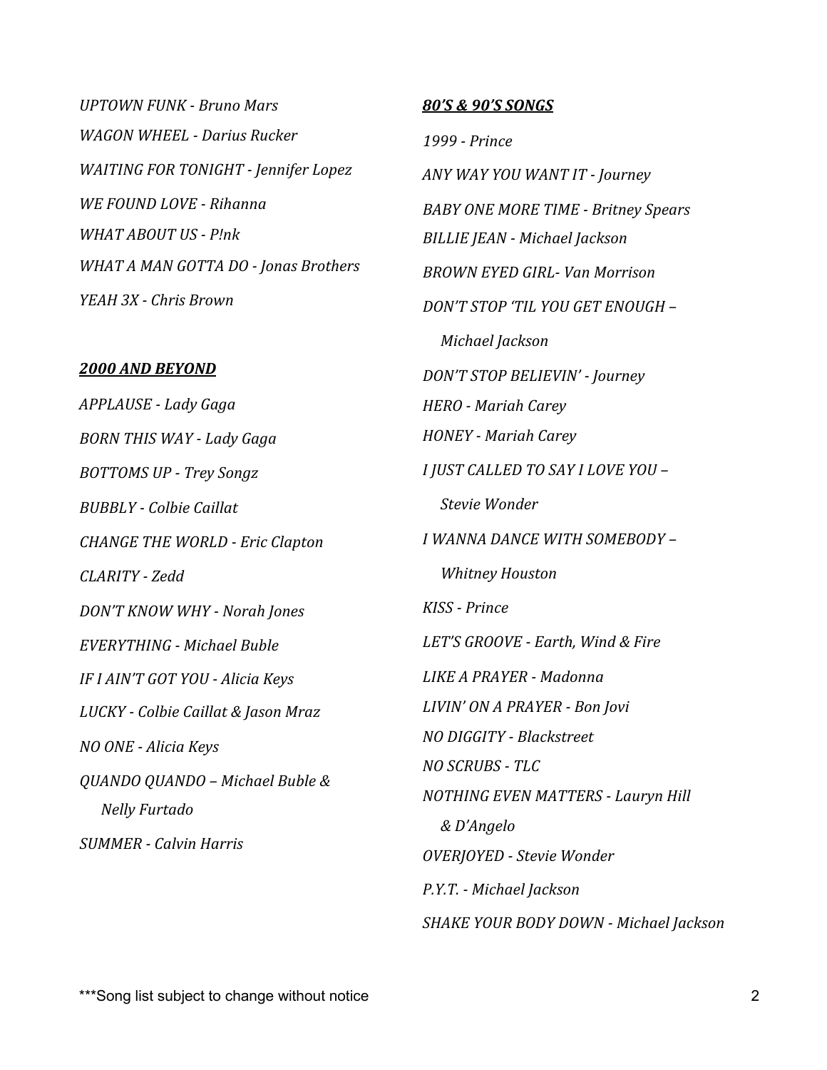*UPTOWN FUNK - Bruno Mars*

*WAGON WHEEL - Darius Rucker*

*WAITING FOR TONIGHT - Jennifer Lopez*

*WE FOUND LOVE - Rihanna*

*WHAT ABOUT US - P!nk*

*WHAT A MAN GOTTA DO - Jonas Brothers*

*YEAH 3X - Chris Brown*

## ***2000 AND BEYOND***

*APPLAUSE - Lady Gaga*

*BORN THIS WAY - Lady Gaga*

*BOTTOMS UP - Trey Songz*

*BUBBLY - Colbie Caillat*

*CHANGE THE WORLD - Eric Clapton*

*CLARITY - Zedd*

*DON'T KNOW WHY - Norah Jones*

*EVERYTHING - Michael Buble*

*IF I AIN'T GOT YOU - Alicia Keys*

*LUCKY - Colbie Caillat & Jason Mraz*

*NO ONE - Alicia Keys*

*QUANDO QUANDO – Michael Buble & Nelly Furtado*

*SUMMER - Calvin Harris*

## ***80'S & 90'S SONGS***

*1999 - Prince*

*ANY WAY YOU WANT IT - Journey*

*BABY ONE MORE TIME - Britney Spears*

*BILLIE JEAN - Michael Jackson*

*BROWN EYED GIRL- Van Morrison*

*DON'T STOP 'TIL YOU GET ENOUGH – Michael Jackson*

*DON'T STOP BELIEVIN' - Journey*

*HERO - Mariah Carey*

*HONEY - Mariah Carey*

*I JUST CALLED TO SAY I LOVE YOU – Stevie Wonder*

*I WANNA DANCE WITH SOMEBODY – Whitney Houston*

*KISS - Prince*

*LET'S GROOVE - Earth, Wind & Fire*

*LIKE A PRAYER - Madonna*

*LIVIN' ON A PRAYER - Bon Jovi*

*NO DIGGITY - Blackstreet*

*NO SCRUBS - TLC*

*NOTHING EVEN MATTERS - Lauryn Hill & D'Angelo*

*OVERJOYED - Stevie Wonder*

*P.Y.T. - Michael Jackson*

*SHAKE YOUR BODY DOWN - Michael Jackson*

***Song list subject to change without notice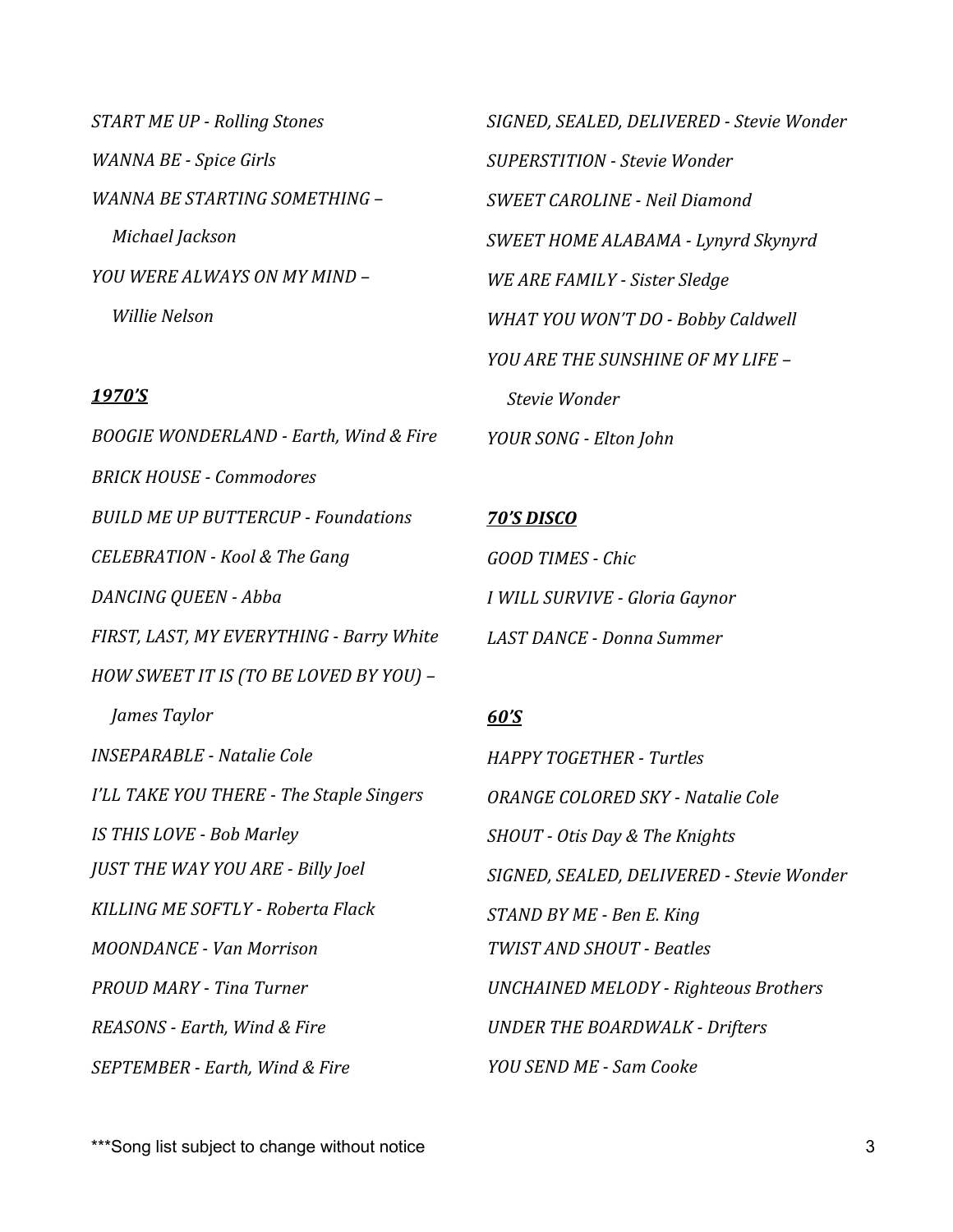*START ME UP - Rolling Stones*

*WANNA BE - Spice Girls*

*WANNA BE STARTING SOMETHING – Michael Jackson*

*YOU WERE ALWAYS ON MY MIND – Willie Nelson*

***1970'S***

*BOOGIE WONDERLAND - Earth, Wind & Fire*

*BRICK HOUSE - Commodores*

*BUILD ME UP BUTTERCUP - Foundations*

*CELEBRATION - Kool & The Gang*

*DANCING QUEEN - Abba*

*FIRST, LAST, MY EVERYTHING - Barry White*

*HOW SWEET IT IS (TO BE LOVED BY YOU) – James Taylor*

*INSEPARABLE - Natalie Cole*

*I'LL TAKE YOU THERE - The Staple Singers*

*IS THIS LOVE - Bob Marley*

*JUST THE WAY YOU ARE - Billy Joel*

*KILLING ME SOFTLY - Roberta Flack*

*MOONDANCE - Van Morrison*

*PROUD MARY - Tina Turner*

*REASONS - Earth, Wind & Fire*

*SEPTEMBER - Earth, Wind & Fire*

*SIGNED, SEALED, DELIVERED - Stevie Wonder*

*SUPERSTITION - Stevie Wonder*

*SWEET CAROLINE - Neil Diamond*

*SWEET HOME ALABAMA - Lynyrd Skynyrd*

*WE ARE FAMILY - Sister Sledge*

*WHAT YOU WON'T DO - Bobby Caldwell*

*YOU ARE THE SUNSHINE OF MY LIFE – Stevie Wonder*

*YOUR SONG - Elton John*

***70'S DISCO***

*GOOD TIMES - Chic*

*I WILL SURVIVE - Gloria Gaynor*

*LAST DANCE - Donna Summer*

***60'S***

*HAPPY TOGETHER - Turtles*

*ORANGE COLORED SKY - Natalie Cole*

*SHOUT - Otis Day & The Knights*

*SIGNED, SEALED, DELIVERED - Stevie Wonder*

*STAND BY ME - Ben E. King*

*TWIST AND SHOUT - Beatles*

*UNCHAINED MELODY - Righteous Brothers*

*UNDER THE BOARDWALK - Drifters*

*YOU SEND ME - Sam Cooke*

***Song list subject to change without notice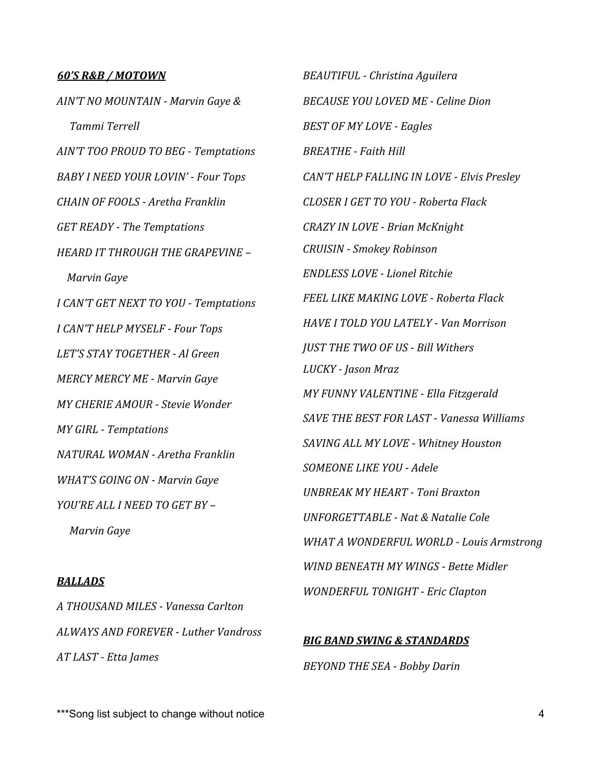### ***60'S R&B / MOTOWN***

*AIN'T NO MOUNTAIN - Marvin Gaye & Tammi Terrell*

*AIN'T TOO PROUD TO BEG - Temptations*

*BABY I NEED YOUR LOVIN' - Four Tops*

*CHAIN OF FOOLS - Aretha Franklin*

*GET READY - The Temptations*

*HEARD IT THROUGH THE GRAPEVINE – Marvin Gaye*

*I CAN'T GET NEXT TO YOU - Temptations*

*I CAN'T HELP MYSELF - Four Tops*

*LET'S STAY TOGETHER - Al Green*

*MERCY MERCY ME - Marvin Gaye*

*MY CHERIE AMOUR - Stevie Wonder*

*MY GIRL - Temptations*

*NATURAL WOMAN - Aretha Franklin*

*WHAT'S GOING ON - Marvin Gaye*

*YOU'RE ALL I NEED TO GET BY – Marvin Gaye*

### ***BALLADS***

*A THOUSAND MILES - Vanessa Carlton*

*ALWAYS AND FOREVER - Luther Vandross*

*AT LAST - Etta James*

*BEAUTIFUL - Christina Aguilera*

*BECAUSE YOU LOVED ME - Celine Dion*

*BEST OF MY LOVE - Eagles*

*BREATHE - Faith Hill*

*CAN'T HELP FALLING IN LOVE - Elvis Presley*

*CLOSER I GET TO YOU - Roberta Flack*

*CRAZY IN LOVE - Brian McKnight*

*CRUISIN - Smokey Robinson*

*ENDLESS LOVE - Lionel Ritchie*

*FEEL LIKE MAKING LOVE - Roberta Flack*

*HAVE I TOLD YOU LATELY - Van Morrison*

*JUST THE TWO OF US - Bill Withers*

*LUCKY - Jason Mraz*

*MY FUNNY VALENTINE - Ella Fitzgerald*

*SAVE THE BEST FOR LAST - Vanessa Williams*

*SAVING ALL MY LOVE - Whitney Houston*

*SOMEONE LIKE YOU - Adele*

*UNBREAK MY HEART - Toni Braxton*

*UNFORGETTABLE - Nat & Natalie Cole*

*WHAT A WONDERFUL WORLD - Louis Armstrong*

*WIND BENEATH MY WINGS - Bette Midler*

*WONDERFUL TONIGHT - Eric Clapton*

### ***BIG BAND SWING & STANDARDS***

*BEYOND THE SEA - Bobby Darin*

***Song list subject to change without notice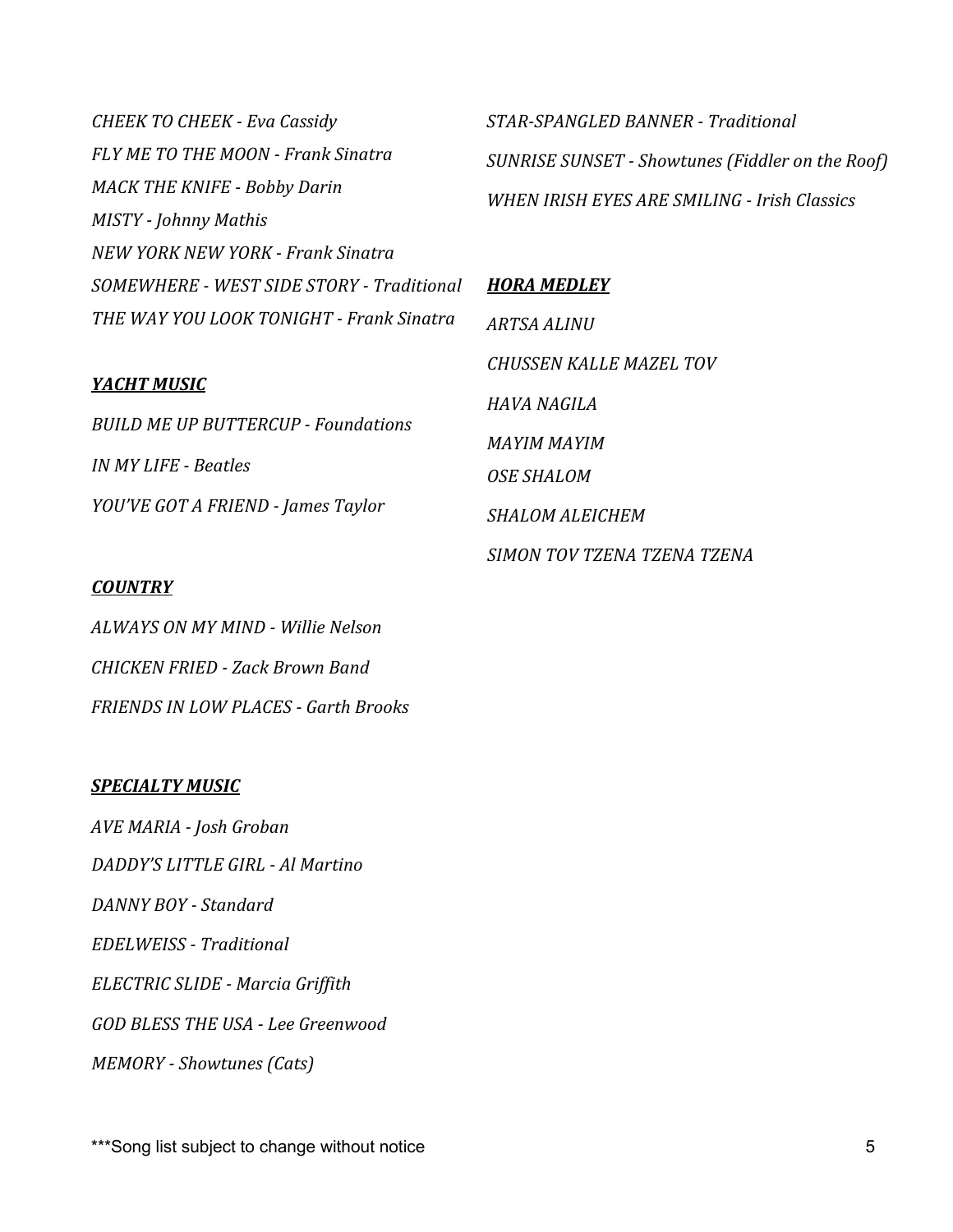*CHEEK TO CHEEK - Eva Cassidy*

*FLY ME TO THE MOON - Frank Sinatra*

*MACK THE KNIFE - Bobby Darin*

*MISTY - Johnny Mathis*

*NEW YORK NEW YORK - Frank Sinatra*

*SOMEWHERE - WEST SIDE STORY - Traditional*

*THE WAY YOU LOOK TONIGHT - Frank Sinatra*

***YACHT MUSIC***

*BUILD ME UP BUTTERCUP - Foundations*

*IN MY LIFE - Beatles*

*YOU'VE GOT A FRIEND - James Taylor*

***COUNTRY***

*ALWAYS ON MY MIND - Willie Nelson*

*CHICKEN FRIED - Zack Brown Band*

*FRIENDS IN LOW PLACES - Garth Brooks*

***SPECIALTY MUSIC***

*AVE MARIA - Josh Groban*

*DADDY'S LITTLE GIRL - Al Martino*

*DANNY BOY - Standard*

*EDELWEISS - Traditional*

*ELECTRIC SLIDE - Marcia Griffith*

*GOD BLESS THE USA - Lee Greenwood*

*MEMORY - Showtunes (Cats)*

*STAR-SPANGLED BANNER - Traditional*

*SUNRISE SUNSET - Showtunes (Fiddler on the Roof)*

*WHEN IRISH EYES ARE SMILING - Irish Classics*

***HORA MEDLEY***

*ARTSA ALINU*

*CHUSSEN KALLE MAZEL TOV*

*HAVA NAGILA*

*MAYIM MAYIM*

*OSE SHALOM*

*SHALOM ALEICHEM*

*SIMON TOV TZENA TZENA TZENA*

***Song list subject to change without notice